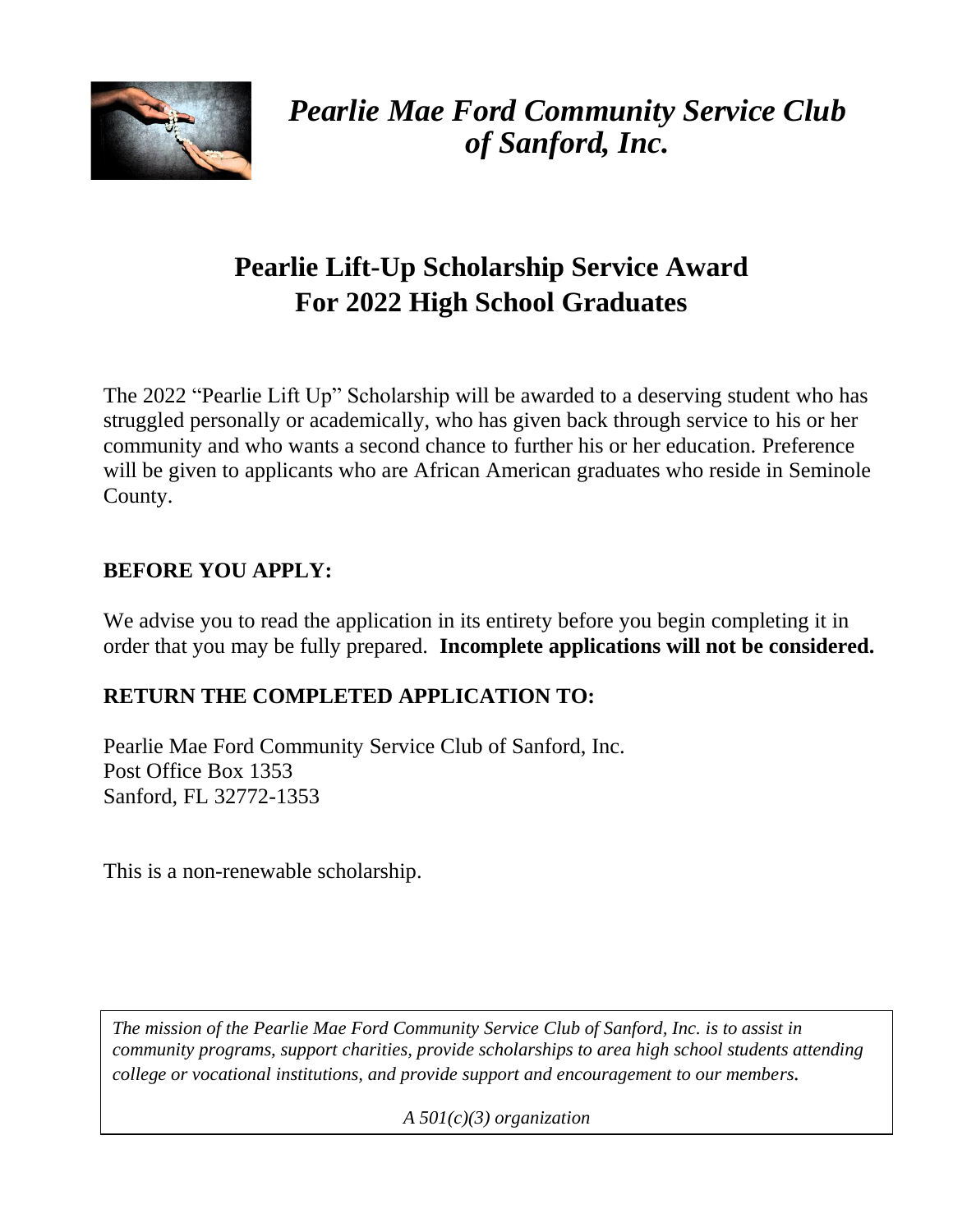# *Pearlie Mae Ford Community Service Club of Sanford, Inc.*

## Pearlie Lift-Up Scholarship Service Award For 2022 High School Graduates

The 2022 "Pearlie Lift Up" Scholarship will be awarded to a deserving student who has struggled personally or academically, who has given back through service to his or her community and who wants a second chance to further his or her education. Preference will be given to applicants who are African American graduates who reside in Seminole County.

**BEFORE YOU APPLY:**

We advise you to read the application in its entirety before you begin completing it in order that you may be fully prepared. **Incomplete applications will not be considered.**

**RETURN THE COMPLETED APPLICATION TO:**

Pearlie Mae Ford Community Service Club of Sanford, Inc.
Post Office Box 1353
Sanford, FL 32772-1353

This is a non-renewable scholarship.

*The mission of the Pearlie Mae Ford Community Service Club of Sanford, Inc. is to assist in community programs, support charities, provide scholarships to area high school students attending college or vocational institutions, and provide support and encouragement to our members.*

*A 501(c)(3) organization*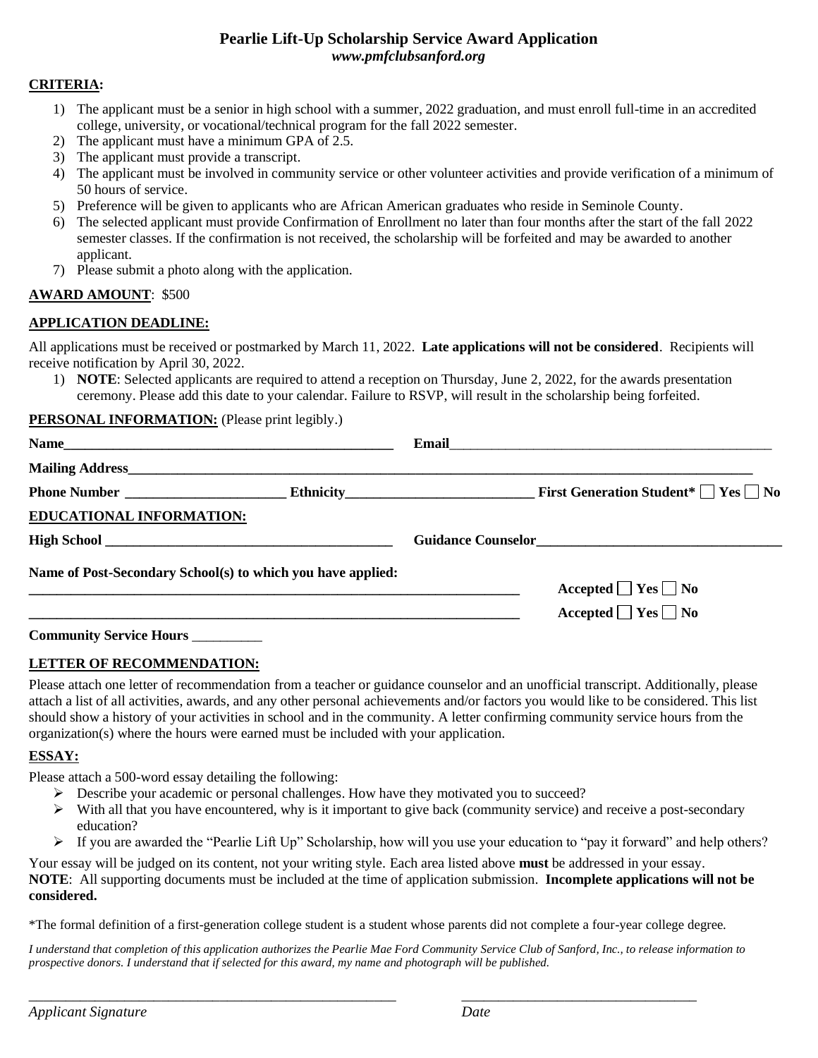# Pearlie Lift-Up Scholarship Service Award Application

*www.pmfclubsanford.org*

**CRITERIA:**

1) The applicant must be a senior in high school with a summer, 2022 graduation, and must enroll full-time in an accredited college, university, or vocational/technical program for the fall 2022 semester.
2) The applicant must have a minimum GPA of 2.5.
3) The applicant must provide a transcript.
4) The applicant must be involved in community service or other volunteer activities and provide verification of a minimum of 50 hours of service.
5) Preference will be given to applicants who are African American graduates who reside in Seminole County.
6) The selected applicant must provide Confirmation of Enrollment no later than four months after the start of the fall 2022 semester classes. If the confirmation is not received, the scholarship will be forfeited and may be awarded to another applicant.
7) Please submit a photo along with the application.

**AWARD AMOUNT**: $500

**APPLICATION DEADLINE:**

All applications must be received or postmarked by March 11, 2022. **Late applications will not be considered**. Recipients will receive notification by April 30, 2022.

1) **NOTE**: Selected applicants are required to attend a reception on Thursday, June 2, 2022, for the awards presentation ceremony. Please add this date to your calendar. Failure to RSVP, will result in the scholarship being forfeited.

**PERSONAL INFORMATION:** (Please print legibly.)

**Name**__________________________________________________ **Email**__________________________________________________

**Mailing Address**________________________________________________________________________________________________

**Phone Number** _______________________ **Ethnicity**___________________________ **First Generation Student*** ☐ **Yes** ☐ **No**

**EDUCATIONAL INFORMATION:**

**High School** __________________________________________ **Guidance Counselor**___________________________________

**Name of Post-Secondary School(s) to which you have applied:**

__________________________________________________________________________ **Accepted** ☐ **Yes** ☐ **No**

__________________________________________________________________________ **Accepted** ☐ **Yes** ☐ **No**

**Community Service Hours** __________

**LETTER OF RECOMMENDATION:**

Please attach one letter of recommendation from a teacher or guidance counselor and an unofficial transcript. Additionally, please attach a list of all activities, awards, and any other personal achievements and/or factors you would like to be considered. This list should show a history of your activities in school and in the community. A letter confirming community service hours from the organization(s) where the hours were earned must be included with your application.

**ESSAY:**

Please attach a 500-word essay detailing the following:

- Describe your academic or personal challenges. How have they motivated you to succeed?
- With all that you have encountered, why is it important to give back (community service) and receive a post-secondary education?
- If you are awarded the "Pearlie Lift Up" Scholarship, how will you use your education to "pay it forward" and help others?

Your essay will be judged on its content, not your writing style. Each area listed above **must** be addressed in your essay.
**NOTE**: All supporting documents must be included at the time of application submission. **Incomplete applications will not be considered.**

*The formal definition of a first-generation college student is a student whose parents did not complete a four-year college degree.

*I understand that completion of this application authorizes the Pearlie Mae Ford Community Service Club of Sanford, Inc., to release information to prospective donors. I understand that if selected for this award, my name and photograph will be published.*

_________________________________________________________ ___________________________________

*Applicant Signature* *Date*